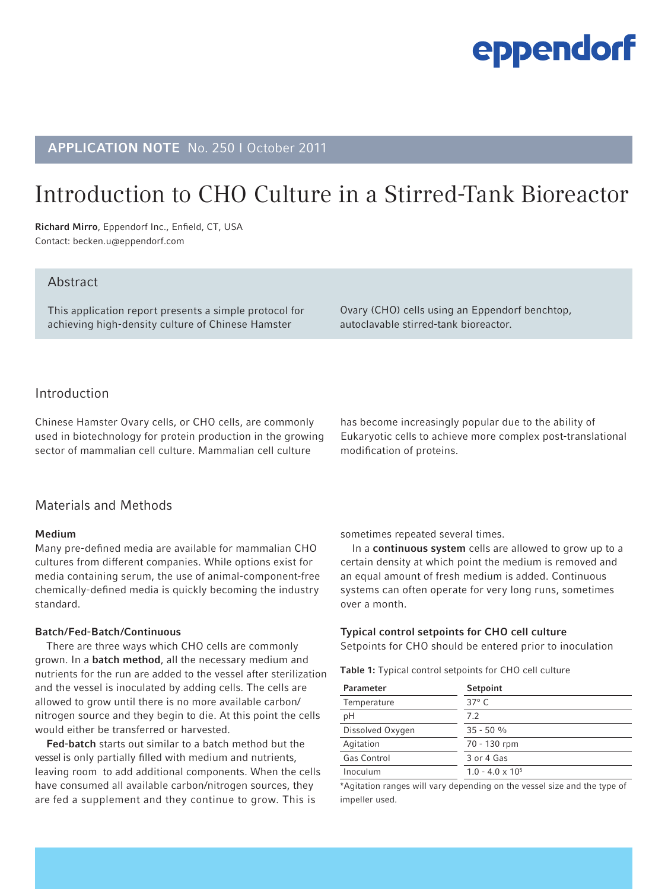**APPLICATION NOTE** No. 250 I October 2011

# Introduction to CHO Culture in a Stirred-Tank Bioreactor

**Richard Mirro**, Eppendorf Inc., Enfield, CT, USA
Contact: becken.u@eppendorf.com

## Abstract

This application report presents a simple protocol for achieving high-density culture of Chinese Hamster Ovary (CHO) cells using an Eppendorf benchtop, autoclavable stirred-tank bioreactor.

## Introduction

Chinese Hamster Ovary cells, or CHO cells, are commonly used in biotechnology for protein production in the growing sector of mammalian cell culture. Mammalian cell culture has become increasingly popular due to the ability of Eukaryotic cells to achieve more complex post-translational modification of proteins.

## Materials and Methods

### Medium

Many pre-defined media are available for mammalian CHO cultures from different companies. While options exist for media containing serum, the use of animal-component-free chemically-defined media is quickly becoming the industry standard.

### Batch/Fed-Batch/Continuous

There are three ways which CHO cells are commonly grown. In a **batch method**, all the necessary medium and nutrients for the run are added to the vessel after sterilization and the vessel is inoculated by adding cells. The cells are allowed to grow until there is no more available carbon/nitrogen source and they begin to die. At this point the cells would either be transferred or harvested.

**Fed-batch** starts out similar to a batch method but the vessel is only partially filled with medium and nutrients, leaving room to add additional components. When the cells have consumed all available carbon/nitrogen sources, they are fed a supplement and they continue to grow. This is sometimes repeated several times.

In a **continuous system** cells are allowed to grow up to a certain density at which point the medium is removed and an equal amount of fresh medium is added. Continuous systems can often operate for very long runs, sometimes over a month.

### Typical control setpoints for CHO cell culture

Setpoints for CHO should be entered prior to inoculation

**Table 1:** Typical control setpoints for CHO cell culture

| Parameter | Setpoint |
|---|---|
| Temperature | 37° C |
| pH | 7.2 |
| Dissolved Oxygen | 35 - 50 % |
| Agitation | 70 - 130 rpm |
| Gas Control | 3 or 4 Gas |
| Inoculum | $1.0 - 4.0 \times 10^5$ |

*Agitation ranges will vary depending on the vessel size and the type of impeller used.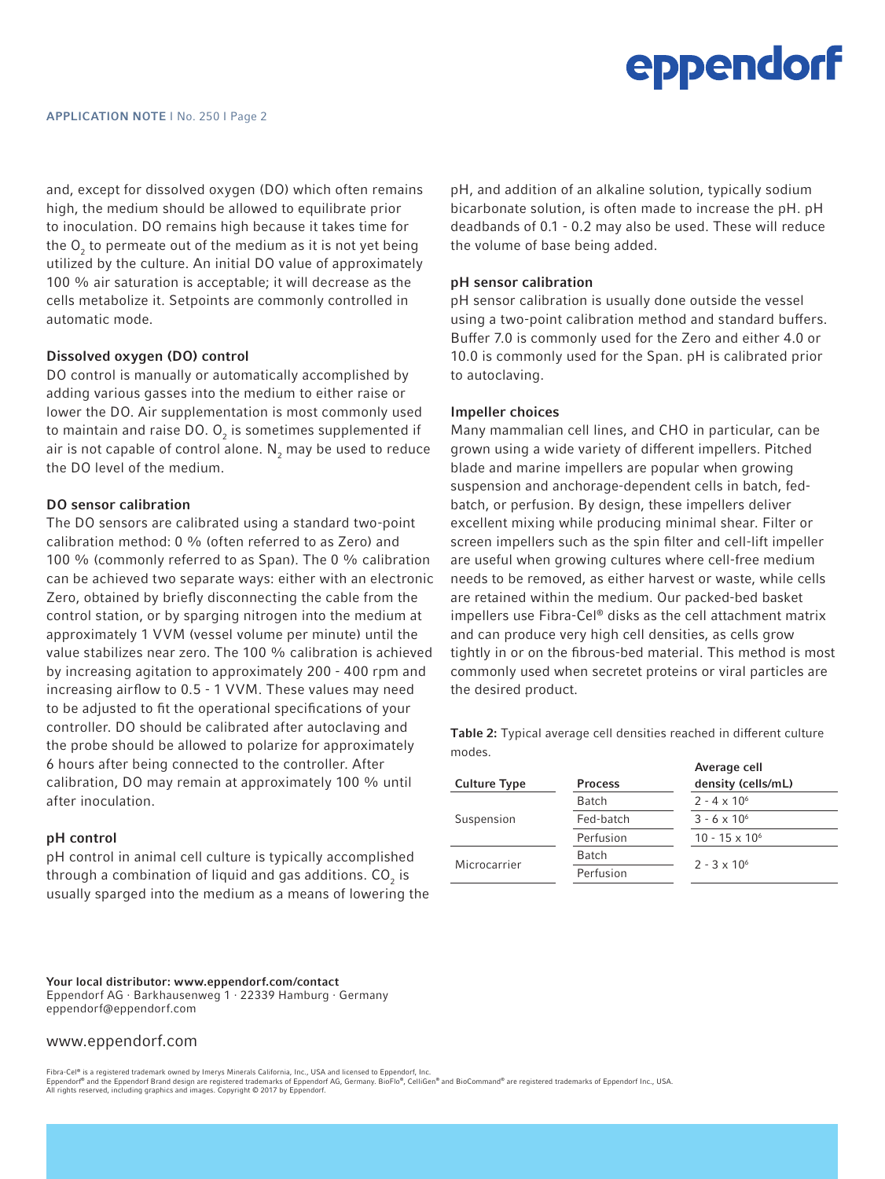and, except for dissolved oxygen (DO) which often remains high, the medium should be allowed to equilibrate prior to inoculation. DO remains high because it takes time for the $O_2$ to permeate out of the medium as it is not yet being utilized by the culture. An initial DO value of approximately 100 % air saturation is acceptable; it will decrease as the cells metabolize it. Setpoints are commonly controlled in automatic mode.

### Dissolved oxygen (DO) control

DO control is manually or automatically accomplished by adding various gasses into the medium to either raise or lower the DO. Air supplementation is most commonly used to maintain and raise DO. $O_2$ is sometimes supplemented if air is not capable of control alone. $N_2$ may be used to reduce the DO level of the medium.

### DO sensor calibration

The DO sensors are calibrated using a standard two-point calibration method: 0 % (often referred to as Zero) and 100 % (commonly referred to as Span). The 0 % calibration can be achieved two separate ways: either with an electronic Zero, obtained by briefly disconnecting the cable from the control station, or by sparging nitrogen into the medium at approximately 1 VVM (vessel volume per minute) until the value stabilizes near zero. The 100 % calibration is achieved by increasing agitation to approximately 200 - 400 rpm and increasing airflow to 0.5 - 1 VVM. These values may need to be adjusted to fit the operational specifications of your controller. DO should be calibrated after autoclaving and the probe should be allowed to polarize for approximately 6 hours after being connected to the controller. After calibration, DO may remain at approximately 100 % until after inoculation.

### pH control

pH control in animal cell culture is typically accomplished through a combination of liquid and gas additions. $CO_2$ is usually sparged into the medium as a means of lowering the pH, and addition of an alkaline solution, typically sodium bicarbonate solution, is often made to increase the pH. pH deadbands of 0.1 - 0.2 may also be used. These will reduce the volume of base being added.

### pH sensor calibration

pH sensor calibration is usually done outside the vessel using a two-point calibration method and standard buffers. Buffer 7.0 is commonly used for the Zero and either 4.0 or 10.0 is commonly used for the Span. pH is calibrated prior to autoclaving.

### Impeller choices

Many mammalian cell lines, and CHO in particular, can be grown using a wide variety of different impellers. Pitched blade and marine impellers are popular when growing suspension and anchorage-dependent cells in batch, fed-batch, or perfusion. By design, these impellers deliver excellent mixing while producing minimal shear. Filter or screen impellers such as the spin filter and cell-lift impeller are useful when growing cultures where cell-free medium needs to be removed, as either harvest or waste, while cells are retained within the medium. Our packed-bed basket impellers use Fibra-Cel® disks as the cell attachment matrix and can produce very high cell densities, as cells grow tightly in or on the fibrous-bed material. This method is most commonly used when secretet proteins or viral particles are the desired product.

**Table 2:** Typical average cell densities reached in different culture modes.

| Culture Type | Process | Average cell density (cells/mL) |
|---|---|---|
| Suspension | Batch | $2 - 4 \times 10^6$ |
| | Fed-batch | $3 - 6 \times 10^6$ |
| | Perfusion | $10 - 15 \times 10^6$ |
| Microcarrier | Batch | $2 - 3 \times 10^6$ |
| | Perfusion | |

**Your local distributor: www.eppendorf.com/contact**
Eppendorf AG · Barkhausenweg 1 · 22339 Hamburg · Germany
eppendorf@eppendorf.com

www.eppendorf.com

Fibra-Cel® is a registered trademark owned by Imerys Minerals California, Inc., USA and licensed to Eppendorf, Inc.
Eppendorf® and the Eppendorf Brand design are registered trademarks of Eppendorf AG, Germany. BioFlo®, CelliGen® and BioCommand® are registered trademarks of Eppendorf Inc., USA.
All rights reserved, including graphics and images. Copyright © 2017 by Eppendorf.